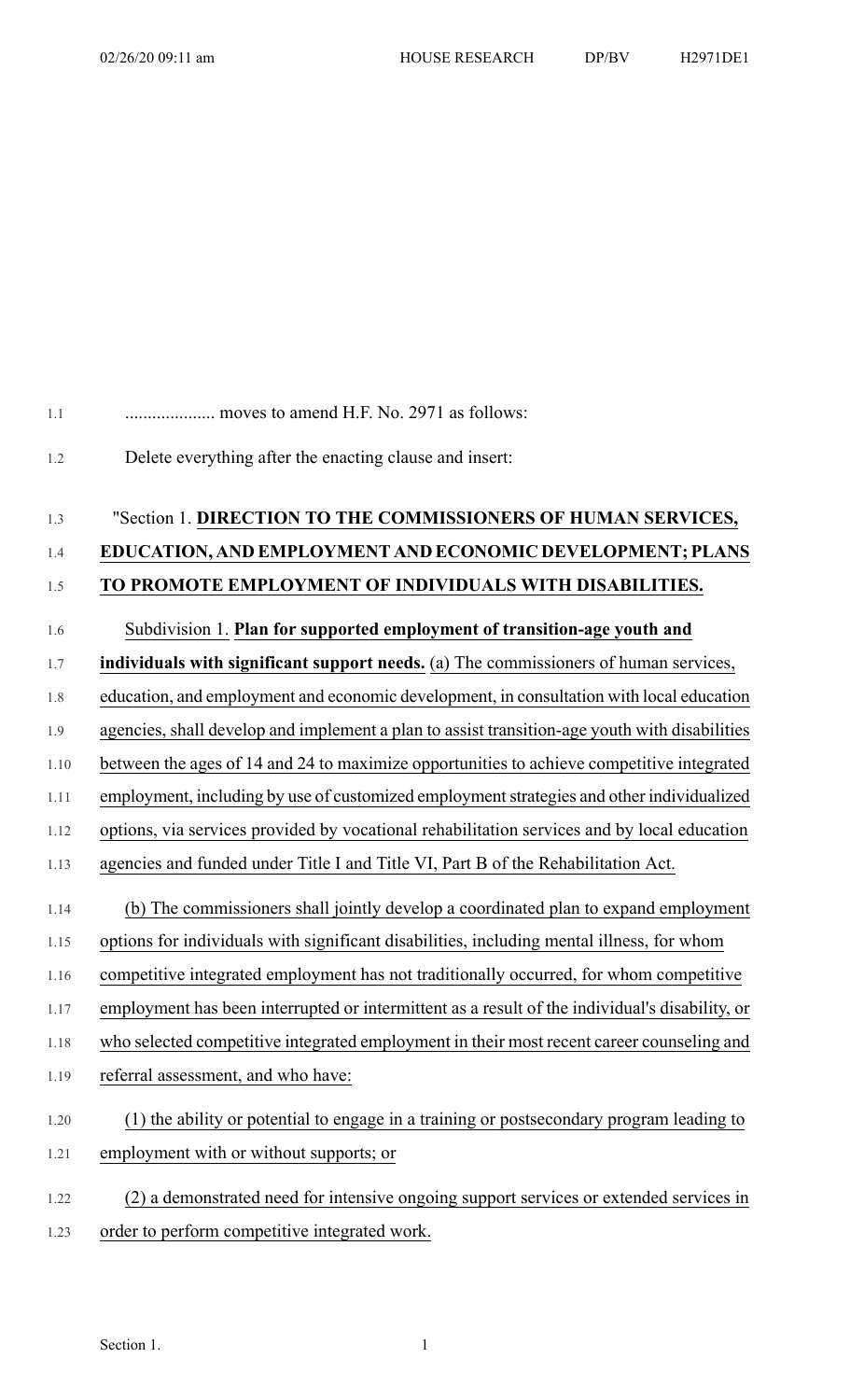.................... moves to amend H.F. No. 2971 as follows:

Delete everything after the enacting clause and insert:

"Section 1. **DIRECTION TO THE COMMISSIONERS OF HUMAN SERVICES, EDUCATION, AND EMPLOYMENT AND ECONOMIC DEVELOPMENT; PLANS TO PROMOTE EMPLOYMENT OF INDIVIDUALS WITH DISABILITIES.**

Subdivision 1. **Plan for supported employment of transition-age youth and individuals with significant support needs.** (a) The commissioners of human services, education, and employment and economic development, in consultation with local education agencies, shall develop and implement a plan to assist transition-age youth with disabilities between the ages of 14 and 24 to maximize opportunities to achieve competitive integrated employment, including by use of customized employment strategies and other individualized options, via services provided by vocational rehabilitation services and by local education agencies and funded under Title I and Title VI, Part B of the Rehabilitation Act.

(b) The commissioners shall jointly develop a coordinated plan to expand employment options for individuals with significant disabilities, including mental illness, for whom competitive integrated employment has not traditionally occurred, for whom competitive employment has been interrupted or intermittent as a result of the individual's disability, or who selected competitive integrated employment in their most recent career counseling and referral assessment, and who have:

(1) the ability or potential to engage in a training or postsecondary program leading to employment with or without supports; or

(2) a demonstrated need for intensive ongoing support services or extended services in order to perform competitive integrated work.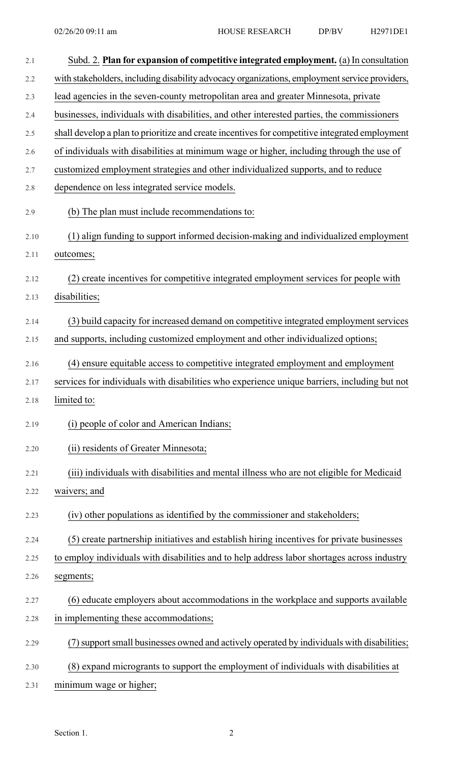Subd. 2. **Plan for expansion of competitive integrated employment.** (a) In consultation with stakeholders, including disability advocacy organizations, employment service providers, lead agencies in the seven-county metropolitan area and greater Minnesota, private businesses, individuals with disabilities, and other interested parties, the commissioners shall develop a plan to prioritize and create incentives for competitive integrated employment of individuals with disabilities at minimum wage or higher, including through the use of customized employment strategies and other individualized supports, and to reduce dependence on less integrated service models.

(b) The plan must include recommendations to:

(1) align funding to support informed decision-making and individualized employment outcomes;

(2) create incentives for competitive integrated employment services for people with disabilities;

(3) build capacity for increased demand on competitive integrated employment services and supports, including customized employment and other individualized options;

(4) ensure equitable access to competitive integrated employment and employment services for individuals with disabilities who experience unique barriers, including but not limited to:

(i) people of color and American Indians;

(ii) residents of Greater Minnesota;

(iii) individuals with disabilities and mental illness who are not eligible for Medicaid waivers; and

(iv) other populations as identified by the commissioner and stakeholders;

(5) create partnership initiatives and establish hiring incentives for private businesses to employ individuals with disabilities and to help address labor shortages across industry segments;

(6) educate employers about accommodations in the workplace and supports available in implementing these accommodations;

(7) support small businesses owned and actively operated by individuals with disabilities;

(8) expand micrograntsto support the employment of individuals with disabilities at minimum wage or higher;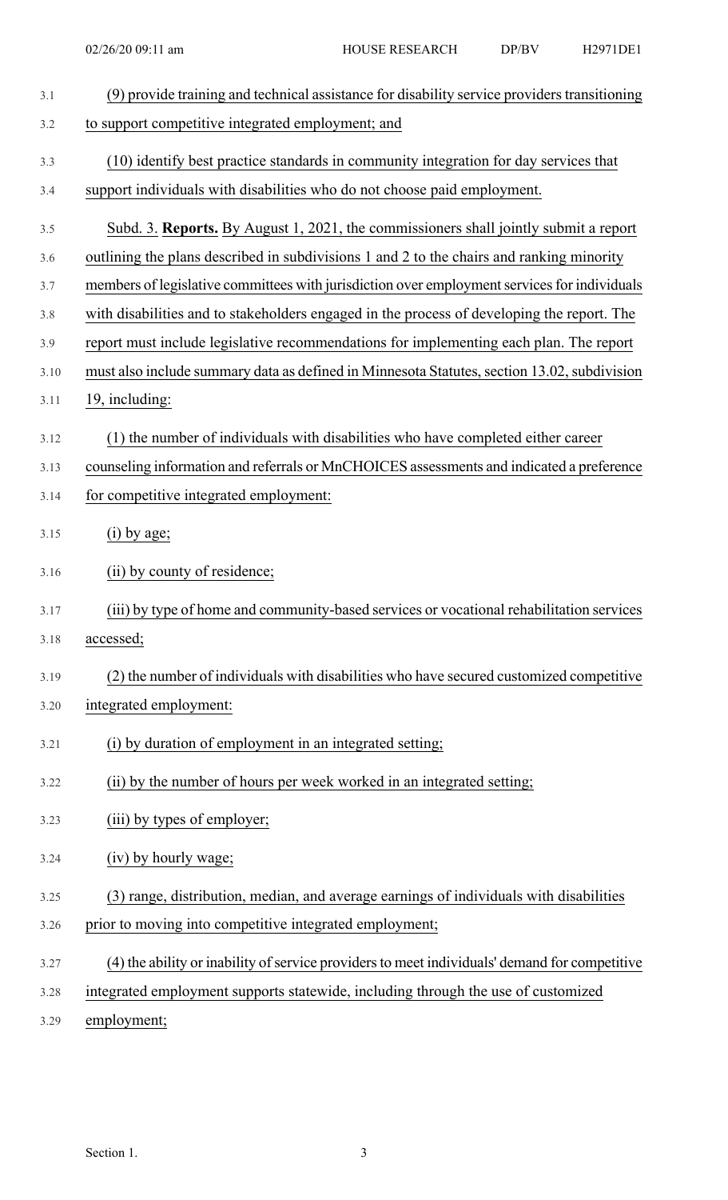(9) provide training and technical assistance for disability service providers transitioning to support competitive integrated employment; and

(10) identify best practice standards in community integration for day services that support individuals with disabilities who do not choose paid employment.

Subd. 3. **Reports.** By August 1, 2021, the commissioners shall jointly submit a report outlining the plans described in subdivisions 1 and 2 to the chairs and ranking minority members of legislative committees with jurisdiction over employment services for individuals with disabilities and to stakeholders engaged in the process of developing the report. The report must include legislative recommendations for implementing each plan. The report must also include summary data as defined in Minnesota Statutes, section 13.02, subdivision 19, including:

(1) the number of individuals with disabilities who have completed either career counseling information and referrals or MnCHOICES assessments and indicated a preference for competitive integrated employment:

(i) by age;

(ii) by county of residence;

(iii) by type of home and community-based services or vocational rehabilitation services accessed;

(2) the number of individuals with disabilities who have secured customized competitive integrated employment:

(i) by duration of employment in an integrated setting;

(ii) by the number of hours per week worked in an integrated setting;

(iii) by types of employer;

(iv) by hourly wage;

(3) range, distribution, median, and average earnings of individuals with disabilities prior to moving into competitive integrated employment;

(4) the ability or inability of service providers to meet individuals' demand for competitive integrated employment supports statewide, including through the use of customized employment;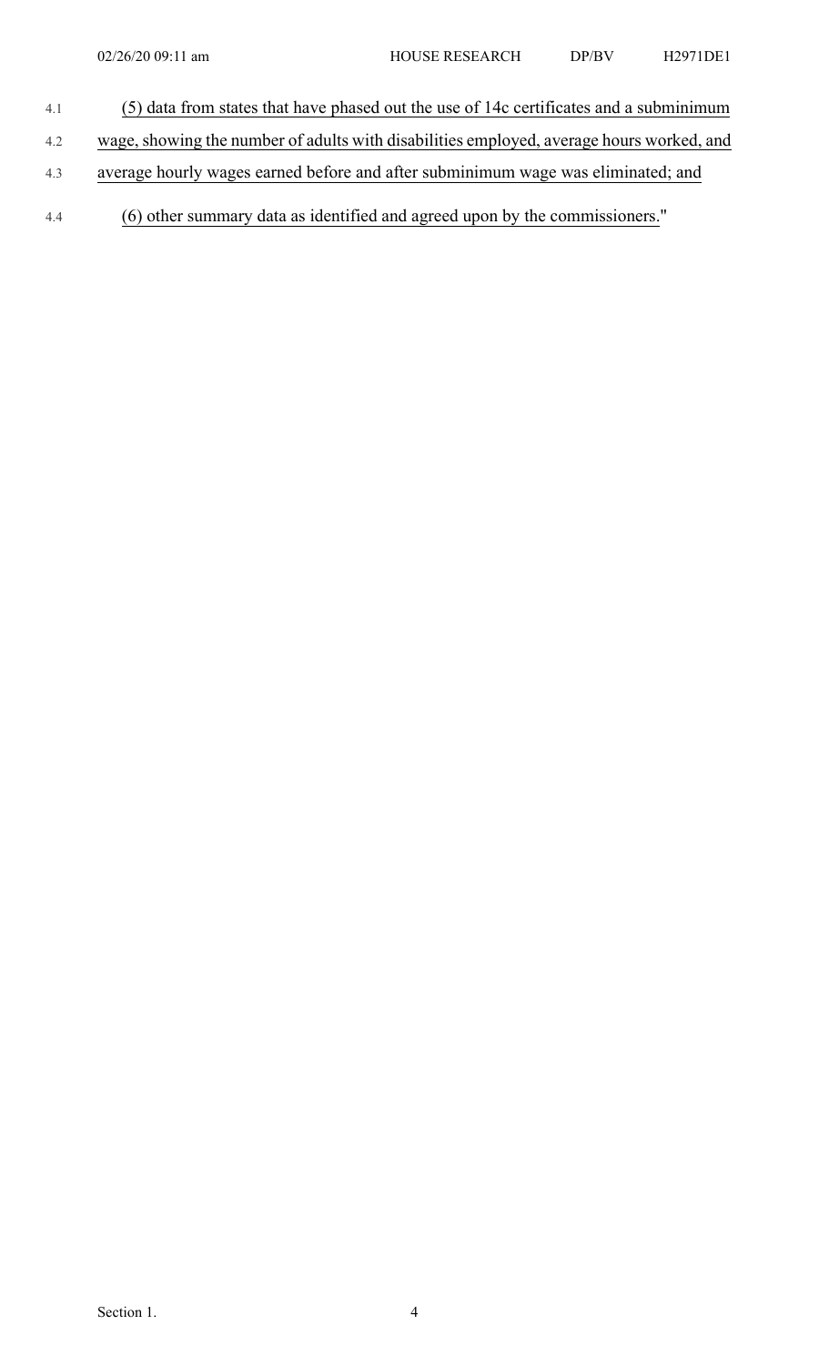(5) data from states that have phased out the use of 14c certificates and a subminimum wage, showing the number of adults with disabilities employed, average hours worked, and average hourly wages earned before and after subminimum wage was eliminated; and

(6) other summary data as identified and agreed upon by the commissioners."